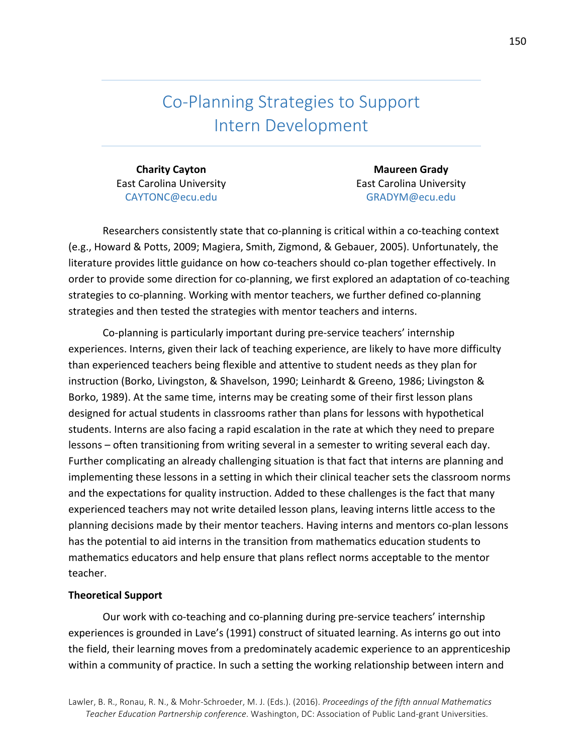# Co-Planning Strategies to Support Intern Development

**Charity Cayton**
East Carolina University
CAYTONC@ecu.edu

**Maureen Grady**
East Carolina University
GRADYM@ecu.edu

Researchers consistently state that co-planning is critical within a co-teaching context (e.g., Howard & Potts, 2009; Magiera, Smith, Zigmond, & Gebauer, 2005). Unfortunately, the literature provides little guidance on how co-teachers should co-plan together effectively. In order to provide some direction for co-planning, we first explored an adaptation of co-teaching strategies to co-planning. Working with mentor teachers, we further defined co-planning strategies and then tested the strategies with mentor teachers and interns.

Co-planning is particularly important during pre-service teachers' internship experiences. Interns, given their lack of teaching experience, are likely to have more difficulty than experienced teachers being flexible and attentive to student needs as they plan for instruction (Borko, Livingston, & Shavelson, 1990; Leinhardt & Greeno, 1986; Livingston & Borko, 1989). At the same time, interns may be creating some of their first lesson plans designed for actual students in classrooms rather than plans for lessons with hypothetical students. Interns are also facing a rapid escalation in the rate at which they need to prepare lessons – often transitioning from writing several in a semester to writing several each day. Further complicating an already challenging situation is that fact that interns are planning and implementing these lessons in a setting in which their clinical teacher sets the classroom norms and the expectations for quality instruction. Added to these challenges is the fact that many experienced teachers may not write detailed lesson plans, leaving interns little access to the planning decisions made by their mentor teachers. Having interns and mentors co-plan lessons has the potential to aid interns in the transition from mathematics education students to mathematics educators and help ensure that plans reflect norms acceptable to the mentor teacher.

## Theoretical Support

Our work with co-teaching and co-planning during pre-service teachers' internship experiences is grounded in Lave's (1991) construct of situated learning. As interns go out into the field, their learning moves from a predominately academic experience to an apprenticeship within a community of practice. In such a setting the working relationship between intern and

Lawler, B. R., Ronau, R. N., & Mohr-Schroeder, M. J. (Eds.). (2016). *Proceedings of the fifth annual Mathematics Teacher Education Partnership conference*. Washington, DC: Association of Public Land-grant Universities.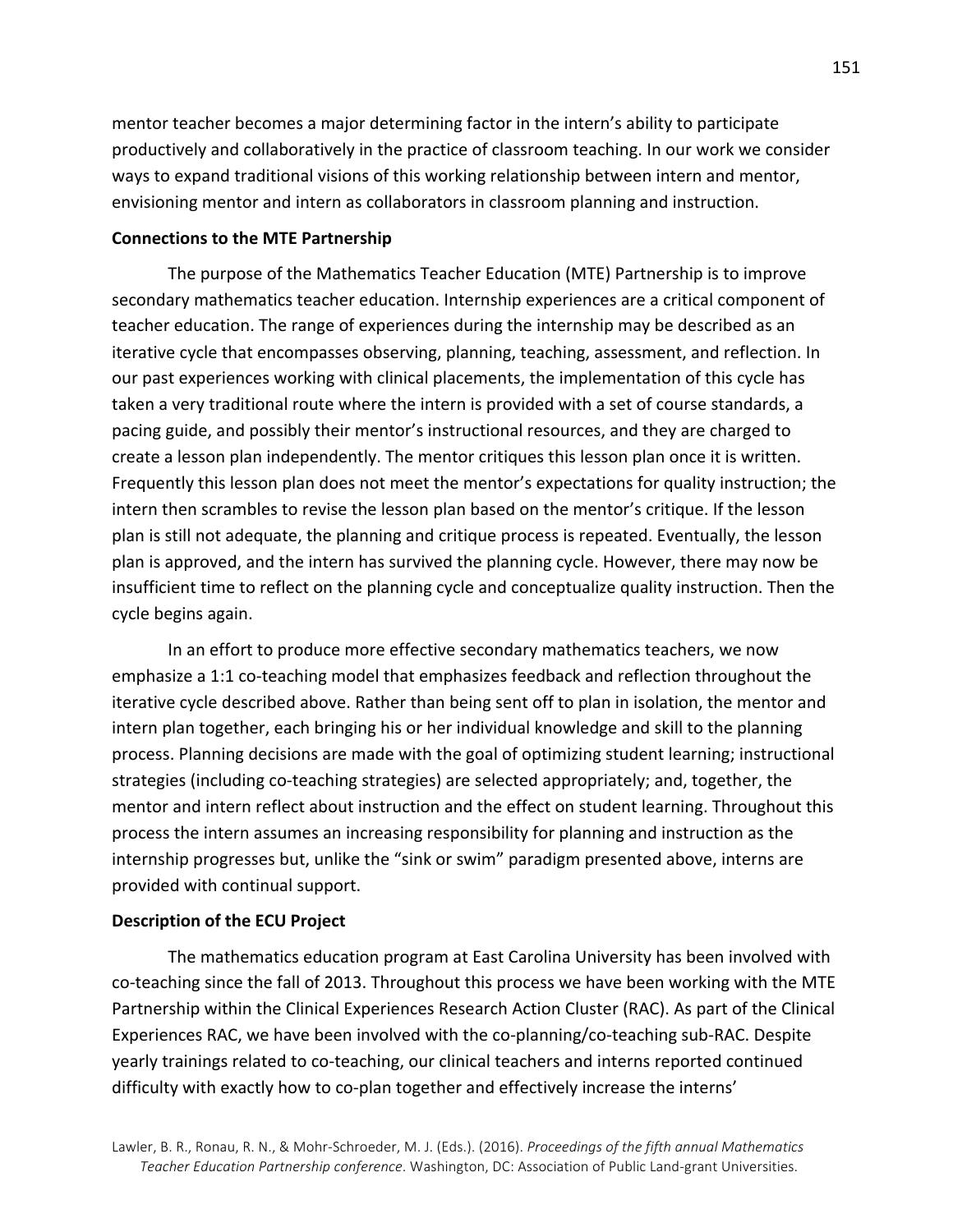mentor teacher becomes a major determining factor in the intern's ability to participate productively and collaboratively in the practice of classroom teaching. In our work we consider ways to expand traditional visions of this working relationship between intern and mentor, envisioning mentor and intern as collaborators in classroom planning and instruction.

**Connections to the MTE Partnership**

The purpose of the Mathematics Teacher Education (MTE) Partnership is to improve secondary mathematics teacher education. Internship experiences are a critical component of teacher education. The range of experiences during the internship may be described as an iterative cycle that encompasses observing, planning, teaching, assessment, and reflection. In our past experiences working with clinical placements, the implementation of this cycle has taken a very traditional route where the intern is provided with a set of course standards, a pacing guide, and possibly their mentor's instructional resources, and they are charged to create a lesson plan independently. The mentor critiques this lesson plan once it is written. Frequently this lesson plan does not meet the mentor's expectations for quality instruction; the intern then scrambles to revise the lesson plan based on the mentor's critique. If the lesson plan is still not adequate, the planning and critique process is repeated. Eventually, the lesson plan is approved, and the intern has survived the planning cycle. However, there may now be insufficient time to reflect on the planning cycle and conceptualize quality instruction. Then the cycle begins again.

In an effort to produce more effective secondary mathematics teachers, we now emphasize a 1:1 co-teaching model that emphasizes feedback and reflection throughout the iterative cycle described above. Rather than being sent off to plan in isolation, the mentor and intern plan together, each bringing his or her individual knowledge and skill to the planning process. Planning decisions are made with the goal of optimizing student learning; instructional strategies (including co-teaching strategies) are selected appropriately; and, together, the mentor and intern reflect about instruction and the effect on student learning. Throughout this process the intern assumes an increasing responsibility for planning and instruction as the internship progresses but, unlike the "sink or swim" paradigm presented above, interns are provided with continual support.

**Description of the ECU Project**

The mathematics education program at East Carolina University has been involved with co-teaching since the fall of 2013. Throughout this process we have been working with the MTE Partnership within the Clinical Experiences Research Action Cluster (RAC). As part of the Clinical Experiences RAC, we have been involved with the co-planning/co-teaching sub-RAC. Despite yearly trainings related to co-teaching, our clinical teachers and interns reported continued difficulty with exactly how to co-plan together and effectively increase the interns'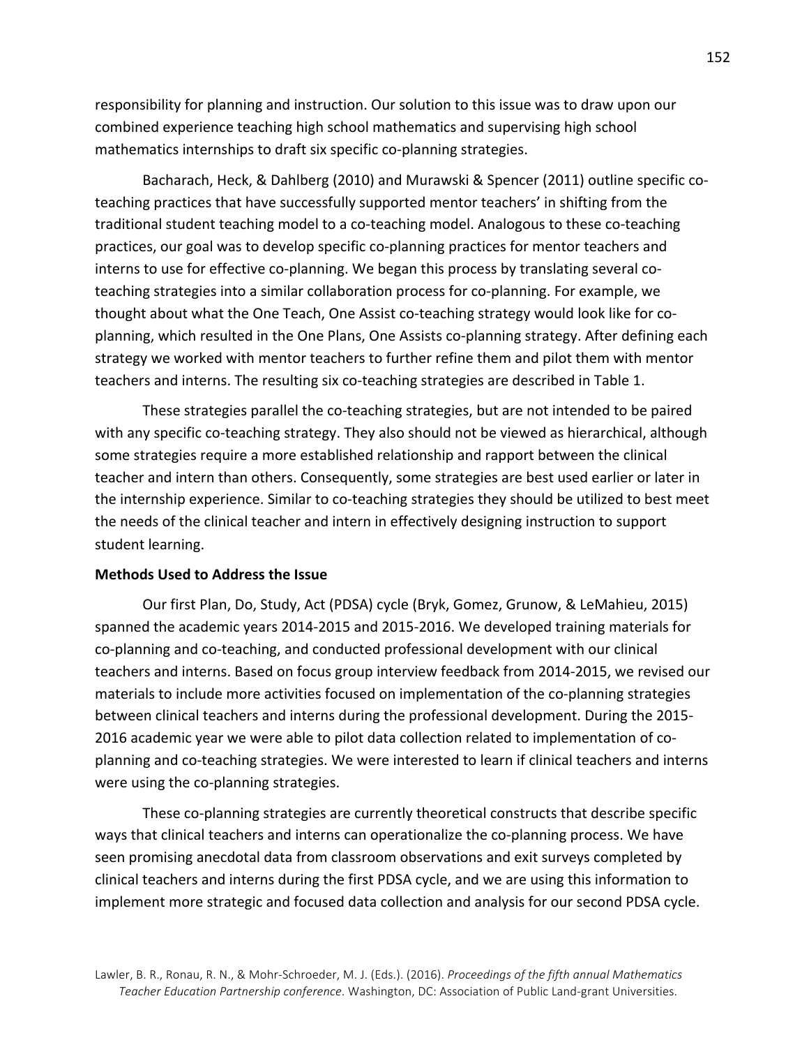responsibility for planning and instruction. Our solution to this issue was to draw upon our combined experience teaching high school mathematics and supervising high school mathematics internships to draft six specific co-planning strategies.

Bacharach, Heck, & Dahlberg (2010) and Murawski & Spencer (2011) outline specific co-teaching practices that have successfully supported mentor teachers' in shifting from the traditional student teaching model to a co-teaching model. Analogous to these co-teaching practices, our goal was to develop specific co-planning practices for mentor teachers and interns to use for effective co-planning. We began this process by translating several co-teaching strategies into a similar collaboration process for co-planning. For example, we thought about what the One Teach, One Assist co-teaching strategy would look like for co-planning, which resulted in the One Plans, One Assists co-planning strategy. After defining each strategy we worked with mentor teachers to further refine them and pilot them with mentor teachers and interns. The resulting six co-teaching strategies are described in Table 1.

These strategies parallel the co-teaching strategies, but are not intended to be paired with any specific co-teaching strategy. They also should not be viewed as hierarchical, although some strategies require a more established relationship and rapport between the clinical teacher and intern than others. Consequently, some strategies are best used earlier or later in the internship experience. Similar to co-teaching strategies they should be utilized to best meet the needs of the clinical teacher and intern in effectively designing instruction to support student learning.

**Methods Used to Address the Issue**

Our first Plan, Do, Study, Act (PDSA) cycle (Bryk, Gomez, Grunow, & LeMahieu, 2015) spanned the academic years 2014-2015 and 2015-2016. We developed training materials for co-planning and co-teaching, and conducted professional development with our clinical teachers and interns. Based on focus group interview feedback from 2014-2015, we revised our materials to include more activities focused on implementation of the co-planning strategies between clinical teachers and interns during the professional development. During the 2015-2016 academic year we were able to pilot data collection related to implementation of co-planning and co-teaching strategies. We were interested to learn if clinical teachers and interns were using the co-planning strategies.

These co-planning strategies are currently theoretical constructs that describe specific ways that clinical teachers and interns can operationalize the co-planning process. We have seen promising anecdotal data from classroom observations and exit surveys completed by clinical teachers and interns during the first PDSA cycle, and we are using this information to implement more strategic and focused data collection and analysis for our second PDSA cycle.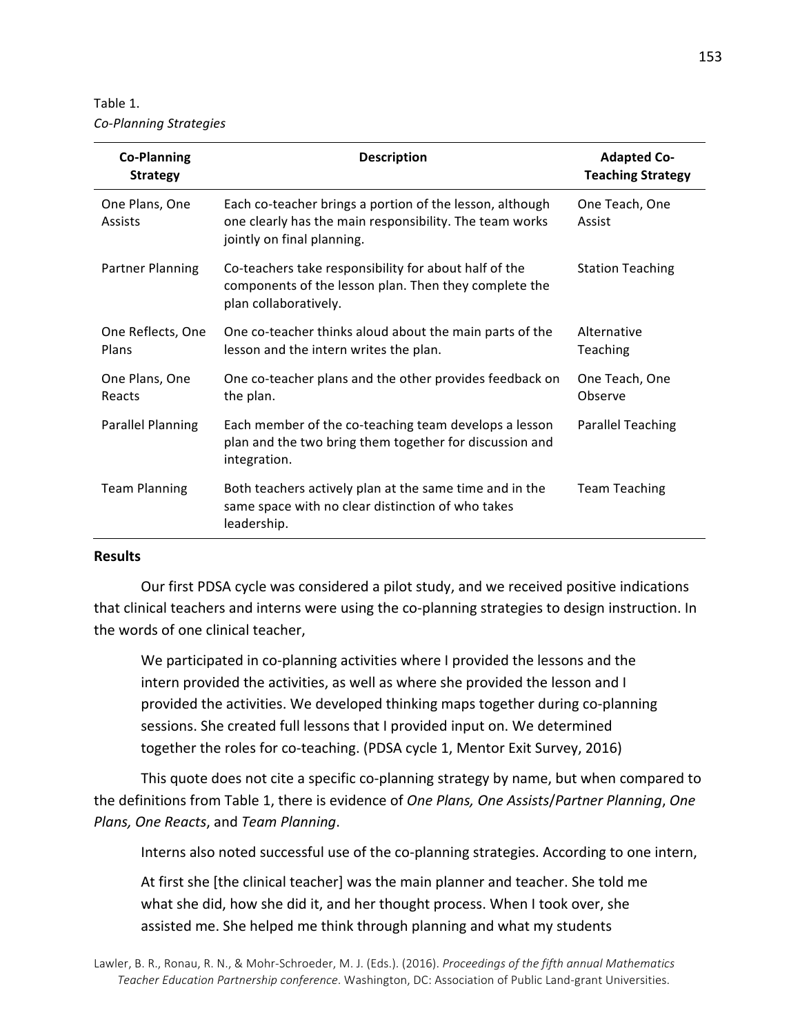Table 1.
*Co-Planning Strategies*

| Co-Planning Strategy | Description | Adapted Co-Teaching Strategy |
|---|---|---|
| One Plans, One Assists | Each co-teacher brings a portion of the lesson, although one clearly has the main responsibility. The team works jointly on final planning. | One Teach, One Assist |
| Partner Planning | Co-teachers take responsibility for about half of the components of the lesson plan. Then they complete the plan collaboratively. | Station Teaching |
| One Reflects, One Plans | One co-teacher thinks aloud about the main parts of the lesson and the intern writes the plan. | Alternative Teaching |
| One Plans, One Reacts | One co-teacher plans and the other provides feedback on the plan. | One Teach, One Observe |
| Parallel Planning | Each member of the co-teaching team develops a lesson plan and the two bring them together for discussion and integration. | Parallel Teaching |
| Team Planning | Both teachers actively plan at the same time and in the same space with no clear distinction of who takes leadership. | Team Teaching |

**Results**

Our first PDSA cycle was considered a pilot study, and we received positive indications that clinical teachers and interns were using the co-planning strategies to design instruction. In the words of one clinical teacher,

> We participated in co-planning activities where I provided the lessons and the intern provided the activities, as well as where she provided the lesson and I provided the activities. We developed thinking maps together during co-planning sessions. She created full lessons that I provided input on. We determined together the roles for co-teaching. (PDSA cycle 1, Mentor Exit Survey, 2016)

This quote does not cite a specific co-planning strategy by name, but when compared to the definitions from Table 1, there is evidence of *One Plans, One Assists*/*Partner Planning*, *One Plans, One Reacts*, and *Team Planning*.

Interns also noted successful use of the co-planning strategies. According to one intern,

> At first she [the clinical teacher] was the main planner and teacher. She told me what she did, how she did it, and her thought process. When I took over, she assisted me. She helped me think through planning and what my students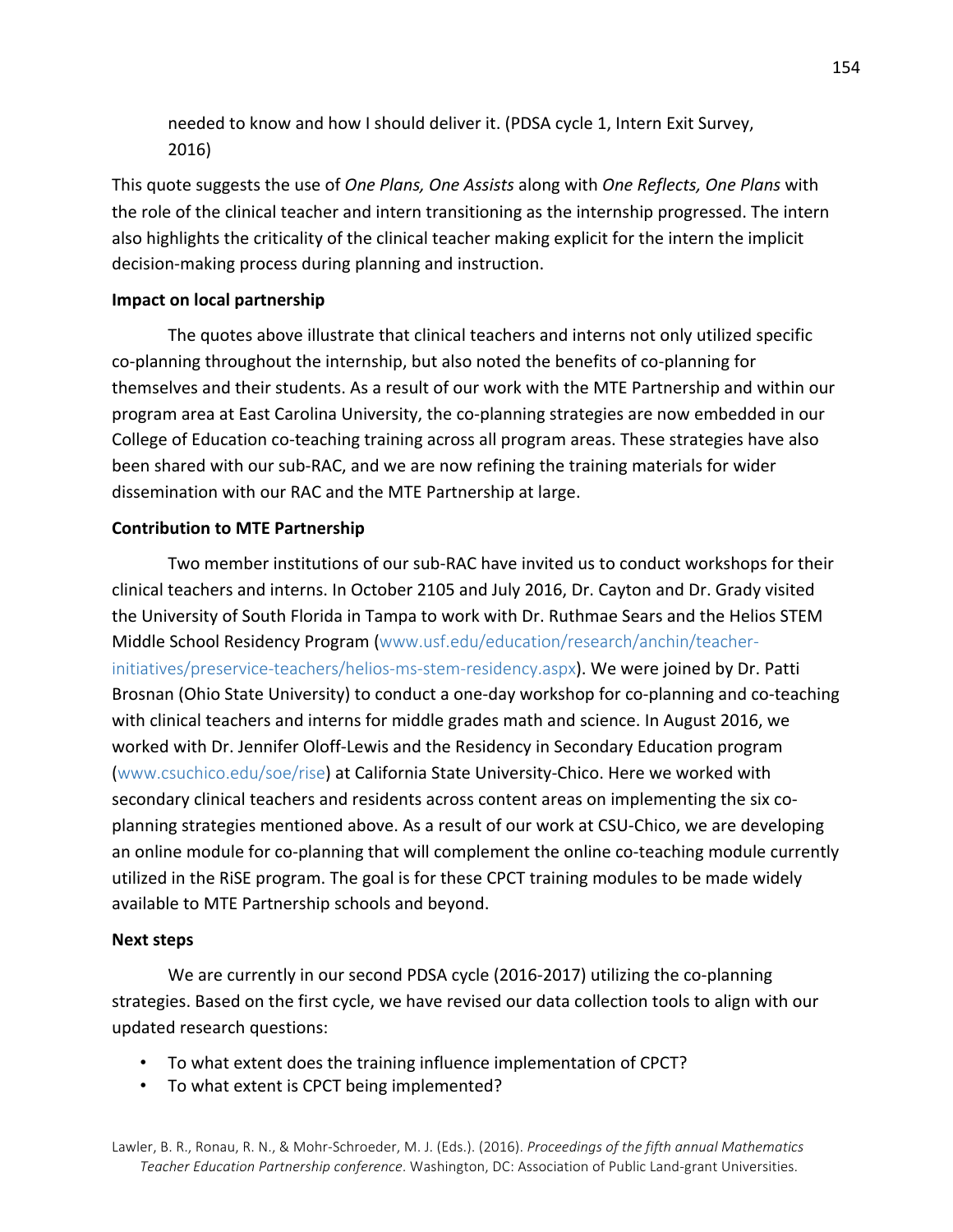needed to know and how I should deliver it. (PDSA cycle 1, Intern Exit Survey, 2016)

This quote suggests the use of *One Plans, One Assists* along with *One Reflects, One Plans* with the role of the clinical teacher and intern transitioning as the internship progressed. The intern also highlights the criticality of the clinical teacher making explicit for the intern the implicit decision-making process during planning and instruction.

**Impact on local partnership**

The quotes above illustrate that clinical teachers and interns not only utilized specific co-planning throughout the internship, but also noted the benefits of co-planning for themselves and their students. As a result of our work with the MTE Partnership and within our program area at East Carolina University, the co-planning strategies are now embedded in our College of Education co-teaching training across all program areas. These strategies have also been shared with our sub-RAC, and we are now refining the training materials for wider dissemination with our RAC and the MTE Partnership at large.

**Contribution to MTE Partnership**

Two member institutions of our sub-RAC have invited us to conduct workshops for their clinical teachers and interns. In October 2105 and July 2016, Dr. Cayton and Dr. Grady visited the University of South Florida in Tampa to work with Dr. Ruthmae Sears and the Helios STEM Middle School Residency Program (www.usf.edu/education/research/anchin/teacher-initiatives/preservice-teachers/helios-ms-stem-residency.aspx). We were joined by Dr. Patti Brosnan (Ohio State University) to conduct a one-day workshop for co-planning and co-teaching with clinical teachers and interns for middle grades math and science. In August 2016, we worked with Dr. Jennifer Oloff-Lewis and the Residency in Secondary Education program (www.csuchico.edu/soe/rise) at California State University-Chico. Here we worked with secondary clinical teachers and residents across content areas on implementing the six co-planning strategies mentioned above. As a result of our work at CSU-Chico, we are developing an online module for co-planning that will complement the online co-teaching module currently utilized in the RiSE program. The goal is for these CPCT training modules to be made widely available to MTE Partnership schools and beyond.

**Next steps**

We are currently in our second PDSA cycle (2016-2017) utilizing the co-planning strategies. Based on the first cycle, we have revised our data collection tools to align with our updated research questions:

- To what extent does the training influence implementation of CPCT?
- To what extent is CPCT being implemented?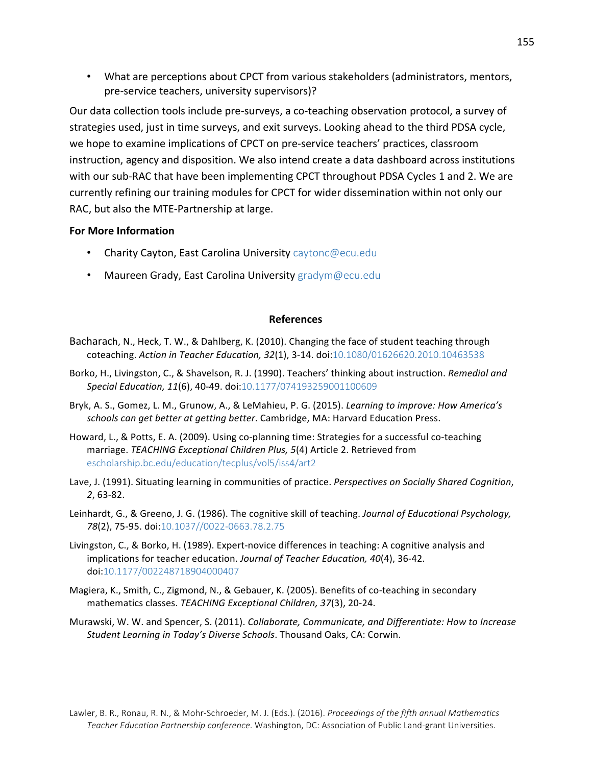- What are perceptions about CPCT from various stakeholders (administrators, mentors, pre-service teachers, university supervisors)?

Our data collection tools include pre-surveys, a co-teaching observation protocol, a survey of strategies used, just in time surveys, and exit surveys. Looking ahead to the third PDSA cycle, we hope to examine implications of CPCT on pre-service teachers' practices, classroom instruction, agency and disposition. We also intend create a data dashboard across institutions with our sub-RAC that have been implementing CPCT throughout PDSA Cycles 1 and 2. We are currently refining our training modules for CPCT for wider dissemination within not only our RAC, but also the MTE-Partnership at large.

**For More Information**

- Charity Cayton, East Carolina University caytonc@ecu.edu
- Maureen Grady, East Carolina University gradym@ecu.edu

## References

Bacharach, N., Heck, T. W., & Dahlberg, K. (2010). Changing the face of student teaching through coteaching. *Action in Teacher Education, 32*(1), 3-14. doi:10.1080/01626620.2010.10463538

Borko, H., Livingston, C., & Shavelson, R. J. (1990). Teachers' thinking about instruction. *Remedial and Special Education, 11*(6), 40-49. doi:10.1177/074193259001100609

Bryk, A. S., Gomez, L. M., Grunow, A., & LeMahieu, P. G. (2015). *Learning to improve: How America's schools can get better at getting better*. Cambridge, MA: Harvard Education Press.

Howard, L., & Potts, E. A. (2009). Using co-planning time: Strategies for a successful co-teaching marriage. *TEACHING Exceptional Children Plus, 5*(4) Article 2. Retrieved from escholarship.bc.edu/education/tecplus/vol5/iss4/art2

Lave, J. (1991). Situating learning in communities of practice. *Perspectives on Socially Shared Cognition*, *2*, 63-82.

Leinhardt, G., & Greeno, J. G. (1986). The cognitive skill of teaching. *Journal of Educational Psychology, 78*(2), 75-95. doi:10.1037//0022-0663.78.2.75

Livingston, C., & Borko, H. (1989). Expert-novice differences in teaching: A cognitive analysis and implications for teacher education. *Journal of Teacher Education, 40*(4), 36-42. doi:10.1177/002248718904000407

Magiera, K., Smith, C., Zigmond, N., & Gebauer, K. (2005). Benefits of co-teaching in secondary mathematics classes. *TEACHING Exceptional Children, 37*(3), 20-24.

Murawski, W. W. and Spencer, S. (2011). *Collaborate, Communicate, and Differentiate: How to Increase Student Learning in Today's Diverse Schools*. Thousand Oaks, CA: Corwin.